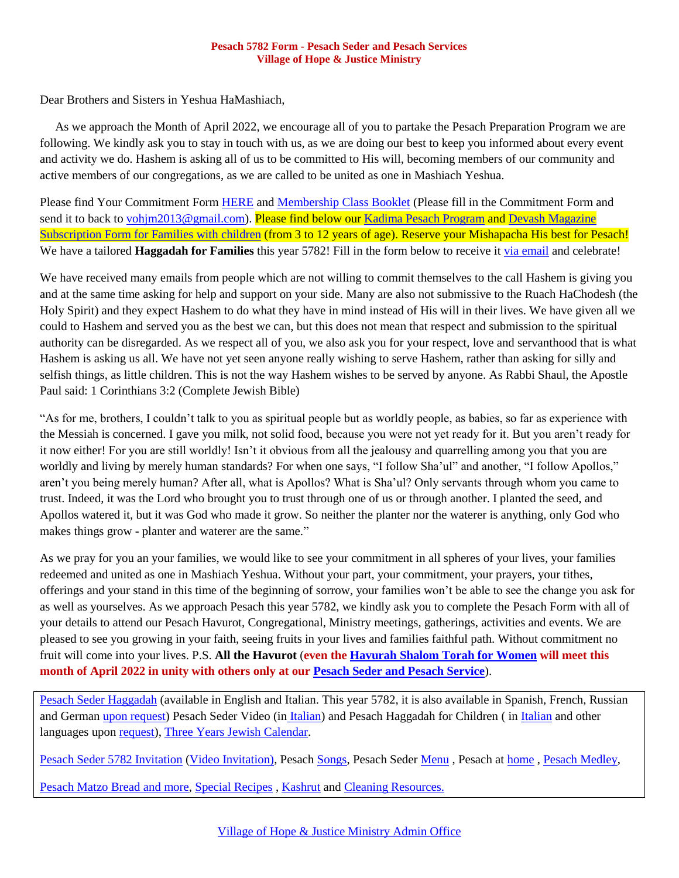**Pesach 5782 Form - Pesach Seder and Pesach Services**
**Village of Hope & Justice Ministry**

Dear Brothers and Sisters in Yeshua HaMashiach,

As we approach the Month of April 2022, we encourage all of you to partake the Pesach Preparation Program we are following. We kindly ask you to stay in touch with us, as we are doing our best to keep you informed about every event and activity we do. Hashem is asking all of us to be committed to His will, becoming members of our community and active members of our congregations, as we are called to be united as one in Mashiach Yeshua.

Please find Your Commitment Form HERE and Membership Class Booklet (Please fill in the Commitment Form and send it to back to vohjm2013@gmail.com). Please find below our Kadima Pesach Program and Devash Magazine Subscription Form for Families with children (from 3 to 12 years of age). Reserve your Mishapacha His best for Pesach! We have a tailored **Haggadah for Families** this year 5782! Fill in the form below to receive it via email and celebrate!

We have received many emails from people which are not willing to commit themselves to the call Hashem is giving you and at the same time asking for help and support on your side. Many are also not submissive to the Ruach HaChodesh (the Holy Spirit) and they expect Hashem to do what they have in mind instead of His will in their lives. We have given all we could to Hashem and served you as the best we can, but this does not mean that respect and submission to the spiritual authority can be disregarded. As we respect all of you, we also ask you for your respect, love and servanthood that is what Hashem is asking us all. We have not yet seen anyone really wishing to serve Hashem, rather than asking for silly and selfish things, as little children. This is not the way Hashem wishes to be served by anyone. As Rabbi Shaul, the Apostle Paul said: 1 Corinthians 3:2 (Complete Jewish Bible)

"As for me, brothers, I couldn't talk to you as spiritual people but as worldly people, as babies, so far as experience with the Messiah is concerned. I gave you milk, not solid food, because you were not yet ready for it. But you aren't ready for it now either! For you are still worldly! Isn't it obvious from all the jealousy and quarrelling among you that you are worldly and living by merely human standards? For when one says, "I follow Sha'ul" and another, "I follow Apollos," aren't you being merely human? After all, what is Apollos? What is Sha'ul? Only servants through whom you came to trust. Indeed, it was the Lord who brought you to trust through one of us or through another. I planted the seed, and Apollos watered it, but it was God who made it grow. So neither the planter nor the waterer is anything, only God who makes things grow - planter and waterer are the same."

As we pray for you an your families, we would like to see your commitment in all spheres of your lives, your families redeemed and united as one in Mashiach Yeshua. Without your part, your commitment, your prayers, your tithes, offerings and your stand in this time of the beginning of sorrow, your families won't be able to see the change you ask for as well as yourselves. As we approach Pesach this year 5782, we kindly ask you to complete the Pesach Form with all of your details to attend our Pesach Havurot, Congregational, Ministry meetings, gatherings, activities and events. We are pleased to see you growing in your faith, seeing fruits in your lives and families faithful path. Without commitment no fruit will come into your lives. P.S. **All the Havurot** (**even the Havurah Shalom Torah for Women will meet this month of April 2022 in unity with others only at our Pesach Seder and Pesach Service**).

Pesach Seder Haggadah (available in English and Italian. This year 5782, it is also available in Spanish, French, Russian and German upon request) Pesach Seder Video (in Italian) and Pesach Haggadah for Children ( in Italian and other languages upon request), Three Years Jewish Calendar.

Pesach Seder 5782 Invitation (Video Invitation), Pesach Songs, Pesach Seder Menu , Pesach at home , Pesach Medley,

Pesach Matzo Bread and more, Special Recipes , Kashrut and Cleaning Resources.

Village of Hope & Justice Ministry Admin Office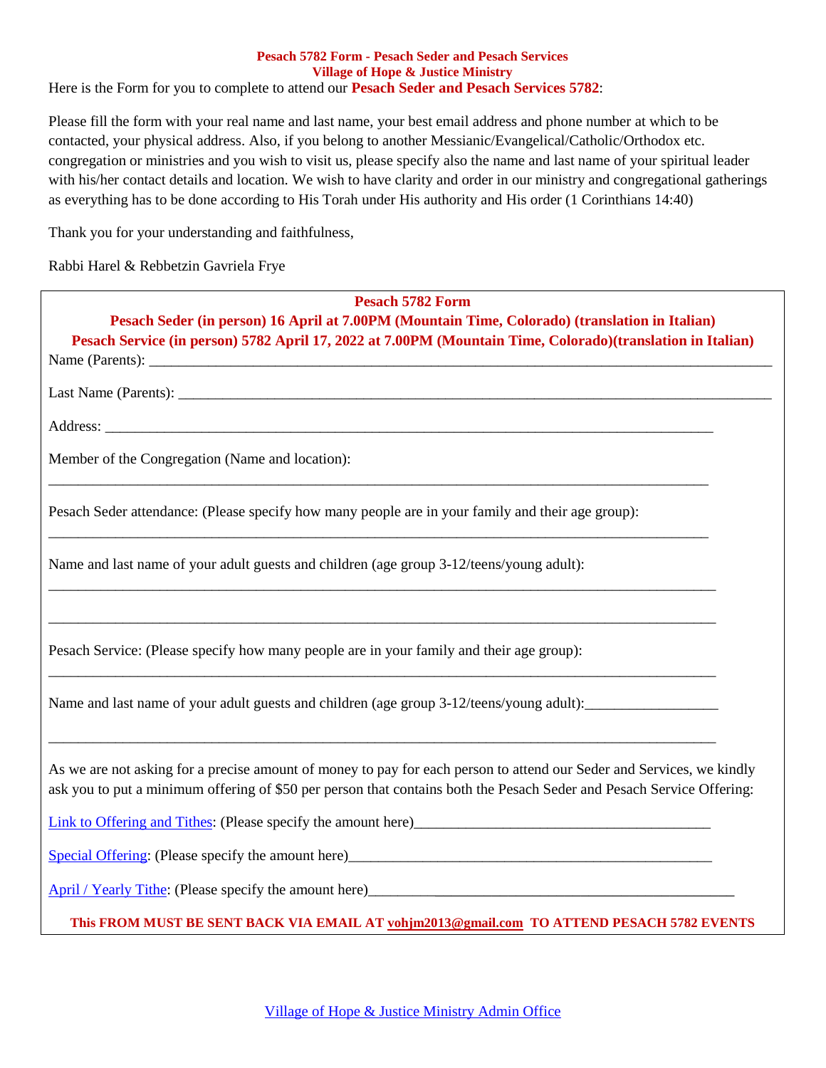**Pesach 5782 Form - Pesach Seder and Pesach Services**
**Village of Hope & Justice Ministry**

Here is the Form for you to complete to attend our **Pesach Seder and Pesach Services 5782**:

Please fill the form with your real name and last name, your best email address and phone number at which to be contacted, your physical address. Also, if you belong to another Messianic/Evangelical/Catholic/Orthodox etc. congregation or ministries and you wish to visit us, please specify also the name and last name of your spiritual leader with his/her contact details and location. We wish to have clarity and order in our ministry and congregational gatherings as everything has to be done according to His Torah under His authority and His order (1 Corinthians 14:40)

Thank you for your understanding and faithfulness,

Rabbi Harel & Rebbetzin Gavriela Frye

**Pesach 5782 Form**

**Pesach Seder (in person) 16 April at 7.00PM (Mountain Time, Colorado) (translation in Italian)**

**Pesach Service (in person) 5782 April 17, 2022 at 7.00PM (Mountain Time, Colorado)(translation in Italian)**

Name (Parents): ______________________________________________________________

Last Name (Parents): __________________________________________________________

Address: ____________________________________________________________________

Member of the Congregation (Name and location):

______________________________________________________________________________

Pesach Seder attendance: (Please specify how many people are in your family and their age group):

______________________________________________________________________________

Name and last name of your adult guests and children (age group 3-12/teens/young adult):

______________________________________________________________________________

______________________________________________________________________________

Pesach Service: (Please specify how many people are in your family and their age group):

______________________________________________________________________________

Name and last name of your adult guests and children (age group 3-12/teens/young adult):__________________

______________________________________________________________________________

As we are not asking for a precise amount of money to pay for each person to attend our Seder and Services, we kindly ask you to put a minimum offering of $50 per person that contains both the Pesach Seder and Pesach Service Offering:

Link to Offering and Tithes: (Please specify the amount here)________________________________________

Special Offering: (Please specify the amount here)__________________________________________________

April / Yearly Tithe: (Please specify the amount here)_______________________________________________

**This FROM MUST BE SENT BACK VIA EMAIL AT vohjm2013@gmail.com TO ATTEND PESACH 5782 EVENTS**

Village of Hope & Justice Ministry Admin Office